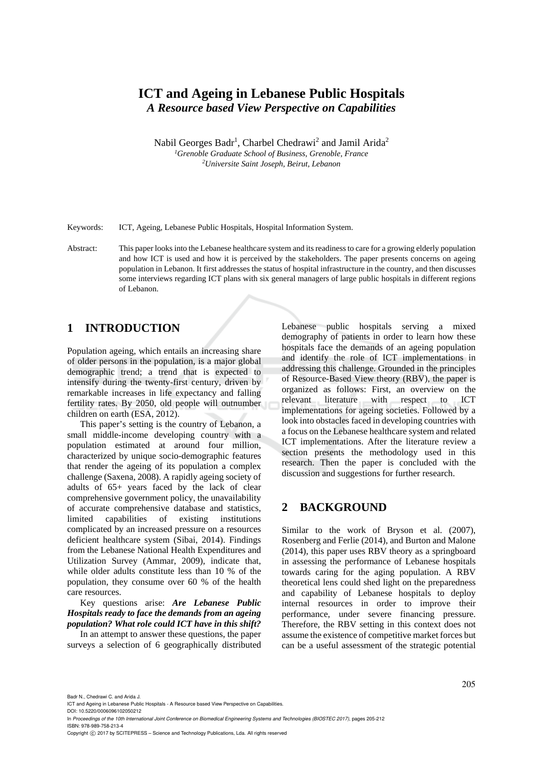# ICT and Ageing in Lebanese Public Hospitals

## *A Resource based View Perspective on Capabilities*

Nabil Georges Badr[1], Charbel Chedrawi[2] and Jamil Arida[2]

[1]*Grenoble Graduate School of Business, Grenoble, France*
[2]*Universite Saint Joseph, Beirut, Lebanon*

Keywords: ICT, Ageing, Lebanese Public Hospitals, Hospital Information System.

Abstract: This paper looks into the Lebanese healthcare system and its readiness to care for a growing elderly population and how ICT is used and how it is perceived by the stakeholders. The paper presents concerns on ageing population in Lebanon. It first addresses the status of hospital infrastructure in the country, and then discusses some interviews regarding ICT plans with six general managers of large public hospitals in different regions of Lebanon.

## 1 INTRODUCTION

Population ageing, which entails an increasing share of older persons in the population, is a major global demographic trend; a trend that is expected to intensify during the twenty-first century, driven by remarkable increases in life expectancy and falling fertility rates. By 2050, old people will outnumber children on earth (ESA, 2012).

This paper's setting is the country of Lebanon, a small middle-income developing country with a population estimated at around four million, characterized by unique socio-demographic features that render the ageing of its population a complex challenge (Saxena, 2008). A rapidly ageing society of adults of 65+ years faced by the lack of clear comprehensive government policy, the unavailability of accurate comprehensive database and statistics, limited capabilities of existing institutions complicated by an increased pressure on a resources deficient healthcare system (Sibai, 2014). Findings from the Lebanese National Health Expenditures and Utilization Survey (Ammar, 2009), indicate that, while older adults constitute less than 10 % of the population, they consume over 60 % of the health care resources.

Key questions arise: ***Are Lebanese Public Hospitals ready to face the demands from an ageing population? What role could ICT have in this shift?***

In an attempt to answer these questions, the paper surveys a selection of 6 geographically distributed Lebanese public hospitals serving a mixed demography of patients in order to learn how these hospitals face the demands of an ageing population and identify the role of ICT implementations in addressing this challenge. Grounded in the principles of Resource-Based View theory (RBV), the paper is organized as follows: First, an overview on the relevant literature with respect to ICT implementations for ageing societies. Followed by a look into obstacles faced in developing countries with a focus on the Lebanese healthcare system and related ICT implementations. After the literature review a section presents the methodology used in this research. Then the paper is concluded with the discussion and suggestions for further research.

## 2 BACKGROUND

Similar to the work of Bryson et al. (2007), Rosenberg and Ferlie (2014), and Burton and Malone (2014), this paper uses RBV theory as a springboard in assessing the performance of Lebanese hospitals towards caring for the aging population. A RBV theoretical lens could shed light on the preparedness and capability of Lebanese hospitals to deploy internal resources in order to improve their performance, under severe financing pressure. Therefore, the RBV setting in this context does not assume the existence of competitive market forces but can be a useful assessment of the strategic potential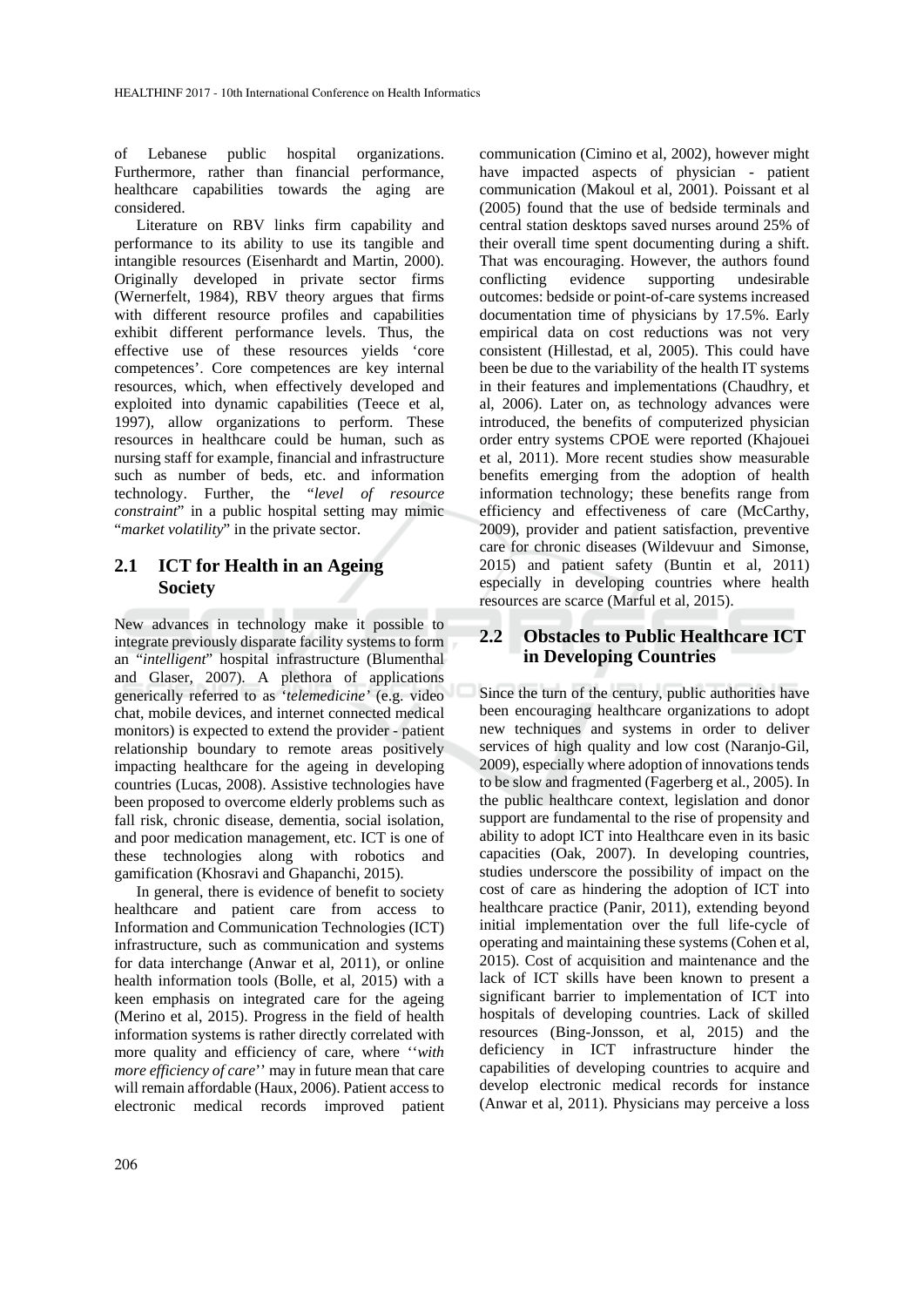of Lebanese public hospital organizations. Furthermore, rather than financial performance, healthcare capabilities towards the aging are considered.

Literature on RBV links firm capability and performance to its ability to use its tangible and intangible resources (Eisenhardt and Martin, 2000). Originally developed in private sector firms (Wernerfelt, 1984), RBV theory argues that firms with different resource profiles and capabilities exhibit different performance levels. Thus, the effective use of these resources yields 'core competences'. Core competences are key internal resources, which, when effectively developed and exploited into dynamic capabilities (Teece et al, 1997), allow organizations to perform. These resources in healthcare could be human, such as nursing staff for example, financial and infrastructure such as number of beds, etc. and information technology. Further, the "*level of resource constraint*" in a public hospital setting may mimic "*market volatility*" in the private sector.

## 2.1 ICT for Health in an Ageing Society

New advances in technology make it possible to integrate previously disparate facility systems to form an "*intelligent*" hospital infrastructure (Blumenthal and Glaser, 2007). A plethora of applications generically referred to as '*telemedicine*' (e.g. video chat, mobile devices, and internet connected medical monitors) is expected to extend the provider - patient relationship boundary to remote areas positively impacting healthcare for the ageing in developing countries (Lucas, 2008). Assistive technologies have been proposed to overcome elderly problems such as fall risk, chronic disease, dementia, social isolation, and poor medication management, etc. ICT is one of these technologies along with robotics and gamification (Khosravi and Ghapanchi, 2015).

In general, there is evidence of benefit to society healthcare and patient care from access to Information and Communication Technologies (ICT) infrastructure, such as communication and systems for data interchange (Anwar et al, 2011), or online health information tools (Bolle, et al, 2015) with a keen emphasis on integrated care for the ageing (Merino et al, 2015). Progress in the field of health information systems is rather directly correlated with more quality and efficiency of care, where ''*with more efficiency of care*'' may in future mean that care will remain affordable (Haux, 2006). Patient access to electronic medical records improved patient communication (Cimino et al, 2002), however might have impacted aspects of physician - patient communication (Makoul et al, 2001). Poissant et al (2005) found that the use of bedside terminals and central station desktops saved nurses around 25% of their overall time spent documenting during a shift. That was encouraging. However, the authors found conflicting evidence supporting undesirable outcomes: bedside or point-of-care systems increased documentation time of physicians by 17.5%. Early empirical data on cost reductions was not very consistent (Hillestad, et al, 2005). This could have been be due to the variability of the health IT systems in their features and implementations (Chaudhry, et al, 2006). Later on, as technology advances were introduced, the benefits of computerized physician order entry systems CPOE were reported (Khajouei et al, 2011). More recent studies show measurable benefits emerging from the adoption of health information technology; these benefits range from efficiency and effectiveness of care (McCarthy, 2009), provider and patient satisfaction, preventive care for chronic diseases (Wildevuur and Simonse, 2015) and patient safety (Buntin et al, 2011) especially in developing countries where health resources are scarce (Marful et al, 2015).

## 2.2 Obstacles to Public Healthcare ICT in Developing Countries

Since the turn of the century, public authorities have been encouraging healthcare organizations to adopt new techniques and systems in order to deliver services of high quality and low cost (Naranjo-Gil, 2009), especially where adoption of innovations tends to be slow and fragmented (Fagerberg et al., 2005). In the public healthcare context, legislation and donor support are fundamental to the rise of propensity and ability to adopt ICT into Healthcare even in its basic capacities (Oak, 2007). In developing countries, studies underscore the possibility of impact on the cost of care as hindering the adoption of ICT into healthcare practice (Panir, 2011), extending beyond initial implementation over the full life-cycle of operating and maintaining these systems (Cohen et al, 2015). Cost of acquisition and maintenance and the lack of ICT skills have been known to present a significant barrier to implementation of ICT into hospitals of developing countries. Lack of skilled resources (Bing-Jonsson, et al, 2015) and the deficiency in ICT infrastructure hinder the capabilities of developing countries to acquire and develop electronic medical records for instance (Anwar et al, 2011). Physicians may perceive a loss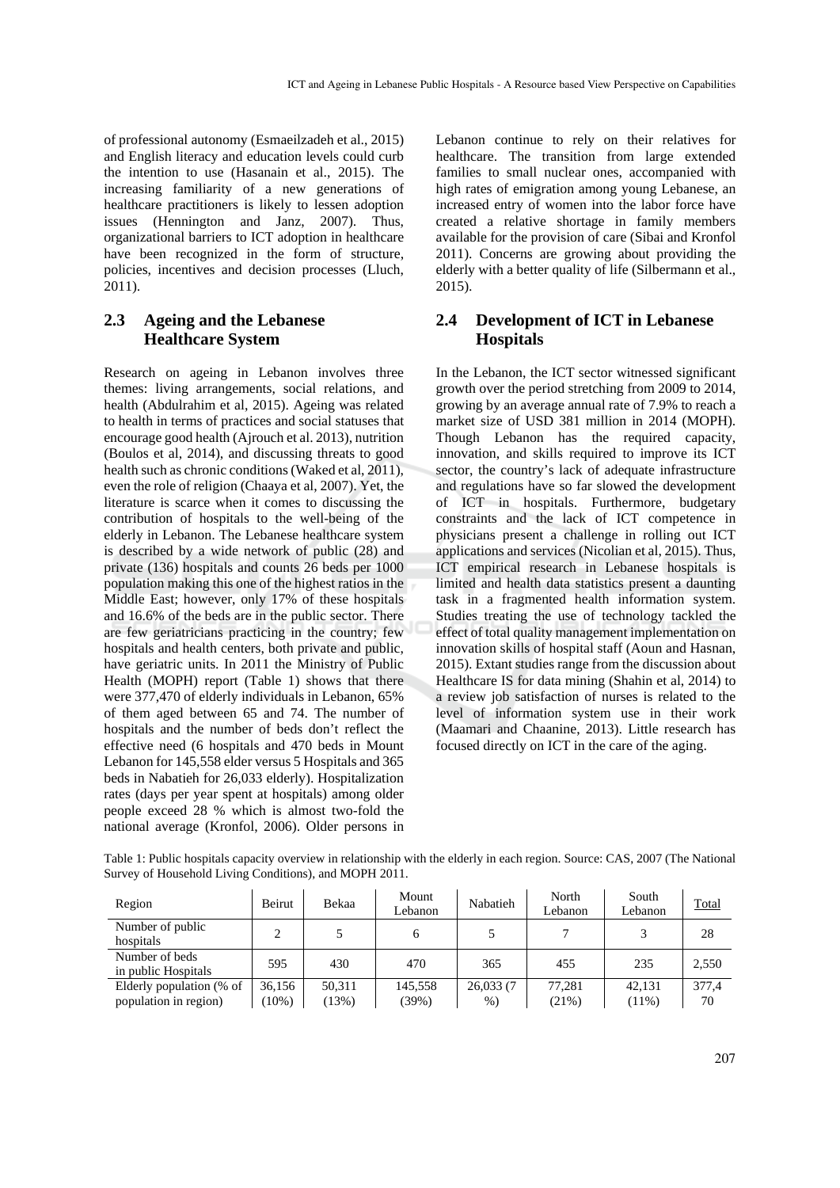of professional autonomy (Esmaeilzadeh et al., 2015) and English literacy and education levels could curb the intention to use (Hasanain et al., 2015). The increasing familiarity of a new generations of healthcare practitioners is likely to lessen adoption issues (Hennington and Janz, 2007). Thus, organizational barriers to ICT adoption in healthcare have been recognized in the form of structure, policies, incentives and decision processes (Lluch, 2011).

### 2.3 Ageing and the Lebanese Healthcare System

Research on ageing in Lebanon involves three themes: living arrangements, social relations, and health (Abdulrahim et al, 2015). Ageing was related to health in terms of practices and social statuses that encourage good health (Ajrouch et al. 2013), nutrition (Boulos et al, 2014), and discussing threats to good health such as chronic conditions (Waked et al, 2011), even the role of religion (Chaaya et al, 2007). Yet, the literature is scarce when it comes to discussing the contribution of hospitals to the well-being of the elderly in Lebanon. The Lebanese healthcare system is described by a wide network of public (28) and private (136) hospitals and counts 26 beds per 1000 population making this one of the highest ratios in the Middle East; however, only 17% of these hospitals and 16.6% of the beds are in the public sector. There are few geriatricians practicing in the country; few hospitals and health centers, both private and public, have geriatric units. In 2011 the Ministry of Public Health (MOPH) report (Table 1) shows that there were 377,470 of elderly individuals in Lebanon, 65% of them aged between 65 and 74. The number of hospitals and the number of beds don't reflect the effective need (6 hospitals and 470 beds in Mount Lebanon for 145,558 elder versus 5 Hospitals and 365 beds in Nabatieh for 26,033 elderly). Hospitalization rates (days per year spent at hospitals) among older people exceed 28 % which is almost two-fold the national average (Kronfol, 2006). Older persons in Lebanon continue to rely on their relatives for healthcare. The transition from large extended families to small nuclear ones, accompanied with high rates of emigration among young Lebanese, an increased entry of women into the labor force have created a relative shortage in family members available for the provision of care (Sibai and Kronfol 2011). Concerns are growing about providing the elderly with a better quality of life (Silbermann et al., 2015).

### 2.4 Development of ICT in Lebanese Hospitals

In the Lebanon, the ICT sector witnessed significant growth over the period stretching from 2009 to 2014, growing by an average annual rate of 7.9% to reach a market size of USD 381 million in 2014 (MOPH). Though Lebanon has the required capacity, innovation, and skills required to improve its ICT sector, the country's lack of adequate infrastructure and regulations have so far slowed the development of ICT in hospitals. Furthermore, budgetary constraints and the lack of ICT competence in physicians present a challenge in rolling out ICT applications and services (Nicolian et al, 2015). Thus, ICT empirical research in Lebanese hospitals is limited and health data statistics present a daunting task in a fragmented health information system. Studies treating the use of technology tackled the effect of total quality management implementation on innovation skills of hospital staff (Aoun and Hasnan, 2015). Extant studies range from the discussion about Healthcare IS for data mining (Shahin et al, 2014) to a review job satisfaction of nurses is related to the level of information system use in their work (Maamari and Chaanine, 2013). Little research has focused directly on ICT in the care of the aging.

Table 1: Public hospitals capacity overview in relationship with the elderly in each region. Source: CAS, 2007 (The National Survey of Household Living Conditions), and MOPH 2011.

| Region | Beirut | Bekaa | Mount Lebanon | Nabatieh | North Lebanon | South Lebanon | Total |
|---|---|---|---|---|---|---|---|
| Number of public hospitals | 2 | 5 | 6 | 5 | 7 | 3 | 28 |
| Number of beds in public Hospitals | 595 | 430 | 470 | 365 | 455 | 235 | 2,550 |
| Elderly population (% of population in region) | 36,156 (10%) | 50,311 (13%) | 145,558 (39%) | 26,033 (7 %) | 77,281 (21%) | 42,131 (11%) | 377,4 70 |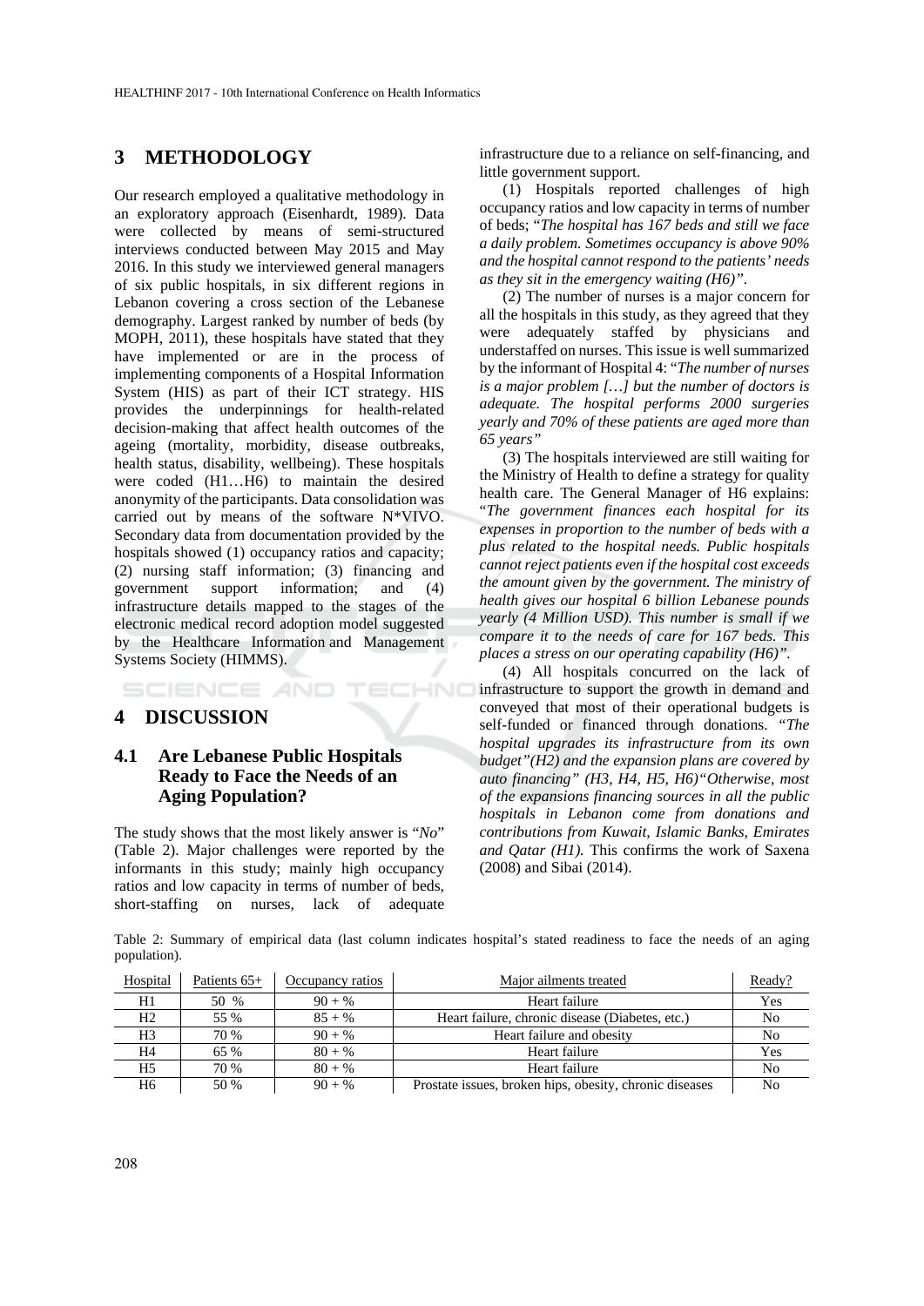## 3 METHODOLOGY

Our research employed a qualitative methodology in an exploratory approach (Eisenhardt, 1989). Data were collected by means of semi-structured interviews conducted between May 2015 and May 2016. In this study we interviewed general managers of six public hospitals, in six different regions in Lebanon covering a cross section of the Lebanese demography. Largest ranked by number of beds (by MOPH, 2011), these hospitals have stated that they have implemented or are in the process of implementing components of a Hospital Information System (HIS) as part of their ICT strategy. HIS provides the underpinnings for health-related decision-making that affect health outcomes of the ageing (mortality, morbidity, disease outbreaks, health status, disability, wellbeing). These hospitals were coded (H1…H6) to maintain the desired anonymity of the participants. Data consolidation was carried out by means of the software N*VIVO. Secondary data from documentation provided by the hospitals showed (1) occupancy ratios and capacity; (2) nursing staff information; (3) financing and government support information; and (4) infrastructure details mapped to the stages of the electronic medical record adoption model suggested by the Healthcare Information and Management Systems Society (HIMMS).

## 4 DISCUSSION

### 4.1 Are Lebanese Public Hospitals Ready to Face the Needs of an Aging Population?

The study shows that the most likely answer is "*No*" (Table 2). Major challenges were reported by the informants in this study; mainly high occupancy ratios and low capacity in terms of number of beds, short-staffing on nurses, lack of adequate infrastructure due to a reliance on self-financing, and little government support.

(1) Hospitals reported challenges of high occupancy ratios and low capacity in terms of number of beds; "*The hospital has 167 beds and still we face a daily problem. Sometimes occupancy is above 90% and the hospital cannot respond to the patients' needs as they sit in the emergency waiting (H6)"*.

(2) The number of nurses is a major concern for all the hospitals in this study, as they agreed that they were adequately staffed by physicians and understaffed on nurses. This issue is well summarized by the informant of Hospital 4: "*The number of nurses is a major problem […] but the number of doctors is adequate. The hospital performs 2000 surgeries yearly and 70% of these patients are aged more than 65 years"*

(3) The hospitals interviewed are still waiting for the Ministry of Health to define a strategy for quality health care. The General Manager of H6 explains: "*The government finances each hospital for its expenses in proportion to the number of beds with a plus related to the hospital needs. Public hospitals cannot reject patients even if the hospital cost exceeds the amount given by the government. The ministry of health gives our hospital 6 billion Lebanese pounds yearly (4 Million USD). This number is small if we compare it to the needs of care for 167 beds. This places a stress on our operating capability (H6)"*.

(4) All hospitals concurred on the lack of infrastructure to support the growth in demand and conveyed that most of their operational budgets is self-funded or financed through donations. *"The hospital upgrades its infrastructure from its own budget"(H2) and the expansion plans are covered by auto financing" (H3, H4, H5, H6)"Otherwise, most of the expansions financing sources in all the public hospitals in Lebanon come from donations and contributions from Kuwait, Islamic Banks, Emirates and Qatar (H1).* This confirms the work of Saxena (2008) and Sibai (2014).

Table 2: Summary of empirical data (last column indicates hospital's stated readiness to face the needs of an aging population).

| Hospital | Patients 65+ | Occupancy ratios | Major ailments treated | Ready? |
|---|---|---|---|---|
| H1 | 50 % | 90 + % | Heart failure | Yes |
| H2 | 55 % | 85 + % | Heart failure, chronic disease (Diabetes, etc.) | No |
| H3 | 70 % | 90 + % | Heart failure and obesity | No |
| H4 | 65 % | 80 + % | Heart failure | Yes |
| H5 | 70 % | 80 + % | Heart failure | No |
| H6 | 50 % | 90 + % | Prostate issues, broken hips, obesity, chronic diseases | No |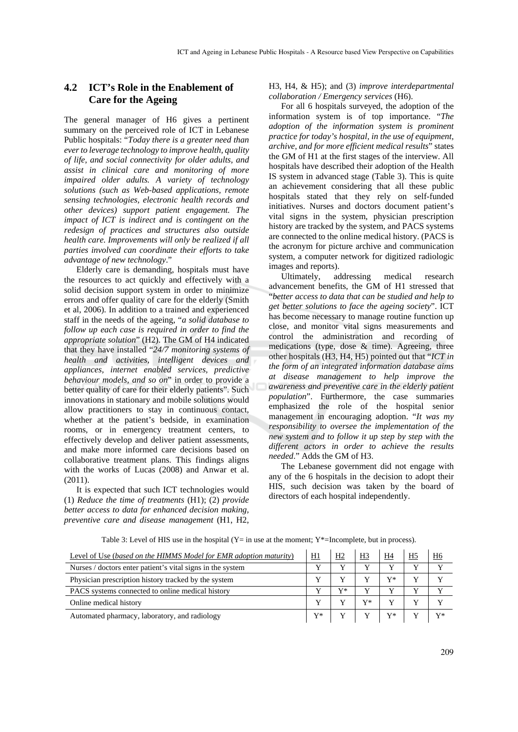## 4.2 ICT's Role in the Enablement of Care for the Ageing

The general manager of H6 gives a pertinent summary on the perceived role of ICT in Lebanese Public hospitals: "*Today there is a greater need than ever to leverage technology to improve health, quality of life, and social connectivity for older adults, and assist in clinical care and monitoring of more impaired older adults. A variety of technology solutions (such as Web-based applications, remote sensing technologies, electronic health records and other devices) support patient engagement. The impact of ICT is indirect and is contingent on the redesign of practices and structures also outside health care. Improvements will only be realized if all parties involved can coordinate their efforts to take advantage of new technology*."

Elderly care is demanding, hospitals must have the resources to act quickly and effectively with a solid decision support system in order to minimize errors and offer quality of care for the elderly (Smith et al, 2006). In addition to a trained and experienced staff in the needs of the ageing, "*a solid database to follow up each case is required in order to find the appropriate solution*" (H2). The GM of H4 indicated that they have installed "*24/7 monitoring systems of health and activities, intelligent devices and appliances, internet enabled services, predictive behaviour models, and so on*" in order to provide a better quality of care for their elderly patients". Such innovations in stationary and mobile solutions would allow practitioners to stay in continuous contact, whether at the patient's bedside, in examination rooms, or in emergency treatment centers, to effectively develop and deliver patient assessments, and make more informed care decisions based on collaborative treatment plans. This findings aligns with the works of Lucas (2008) and Anwar et al. (2011).

It is expected that such ICT technologies would (1) *Reduce the time of treatments* (H1); (2) *provide better access to data for enhanced decision making, preventive care and disease management* (H1, H2, H3, H4, & H5); and (3) *improve interdepartmental collaboration / Emergency services* (H6).

For all 6 hospitals surveyed, the adoption of the information system is of top importance. "*The adoption of the information system is prominent practice for today's hospital, in the use of equipment, archive, and for more efficient medical results*" states the GM of H1 at the first stages of the interview. All hospitals have described their adoption of the Health IS system in advanced stage (Table 3). This is quite an achievement considering that all these public hospitals stated that they rely on self-funded initiatives. Nurses and doctors document patient's vital signs in the system, physician prescription history are tracked by the system, and PACS systems are connected to the online medical history. (PACS is the acronym for picture archive and communication system, a computer network for digitized radiologic images and reports).

Ultimately, addressing medical research advancement benefits, the GM of H1 stressed that "*better access to data that can be studied and help to get better solutions to face the ageing society*". ICT has become necessary to manage routine function up close, and monitor vital signs measurements and control the administration and recording of medications (type, dose & time). Agreeing, three other hospitals (H3, H4, H5) pointed out that "*ICT in the form of an integrated information database aims at disease management to help improve the awareness and preventive care in the elderly patient population*". Furthermore, the case summaries emphasized the role of the hospital senior management in encouraging adoption. "*It was my responsibility to oversee the implementation of the new system and to follow it up step by step with the different actors in order to achieve the results needed*." Adds the GM of H3.

The Lebanese government did not engage with any of the 6 hospitals in the decision to adopt their HIS, such decision was taken by the board of directors of each hospital independently.

Table 3: Level of HIS use in the hospital (Y= in use at the moment; Y*=Incomplete, but in process).

| Level of Use (*based on the HIMMS Model for EMR adoption maturity*) | H1 | H2 | H3 | H4 | H5 | H6 |
|---|---|---|---|---|---|---|
| Nurses / doctors enter patient's vital signs in the system | Y | Y | Y | Y | Y | Y |
| Physician prescription history tracked by the system | Y | Y | Y | Y* | Y | Y |
| PACS systems connected to online medical history | Y | Y* | Y | Y | Y | Y |
| Online medical history | Y | Y | Y* | Y | Y | Y |
| Automated pharmacy, laboratory, and radiology | Y* | Y | Y | Y* | Y | Y* |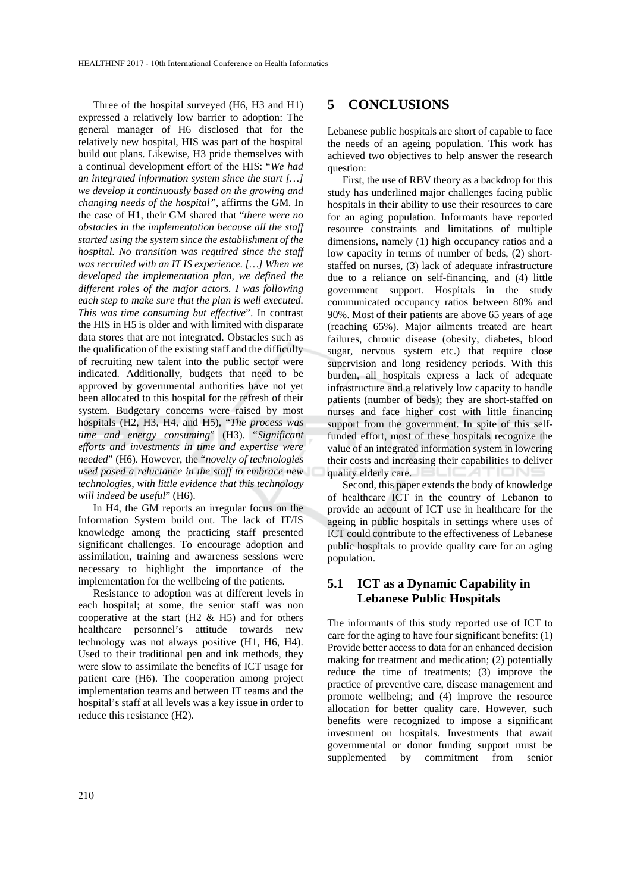Three of the hospital surveyed (H6, H3 and H1) expressed a relatively low barrier to adoption: The general manager of H6 disclosed that for the relatively new hospital, HIS was part of the hospital build out plans. Likewise, H3 pride themselves with a continual development effort of the HIS: "*We had an integrated information system since the start […] we develop it continuously based on the growing and changing needs of the hospital",* affirms the GM. In the case of H1, their GM shared that "*there were no obstacles in the implementation because all the staff started using the system since the establishment of the hospital. No transition was required since the staff was recruited with an IT IS experience. […] When we developed the implementation plan, we defined the different roles of the major actors. I was following each step to make sure that the plan is well executed. This was time consuming but effective*". In contrast the HIS in H5 is older and with limited with disparate data stores that are not integrated. Obstacles such as the qualification of the existing staff and the difficulty of recruiting new talent into the public sector were indicated. Additionally, budgets that need to be approved by governmental authorities have not yet been allocated to this hospital for the refresh of their system. Budgetary concerns were raised by most hospitals (H2, H3, H4, and H5), "*The process was time and energy consuming*" (H3). "*Significant efforts and investments in time and expertise were needed*" (H6). However, the "*novelty of technologies used posed a reluctance in the staff to embrace new technologies, with little evidence that this technology will indeed be useful*" (H6).

In H4, the GM reports an irregular focus on the Information System build out. The lack of IT/IS knowledge among the practicing staff presented significant challenges. To encourage adoption and assimilation, training and awareness sessions were necessary to highlight the importance of the implementation for the wellbeing of the patients.

Resistance to adoption was at different levels in each hospital; at some, the senior staff was non cooperative at the start (H2 & H5) and for others healthcare personnel's attitude towards new technology was not always positive (H1, H6, H4). Used to their traditional pen and ink methods, they were slow to assimilate the benefits of ICT usage for patient care (H6). The cooperation among project implementation teams and between IT teams and the hospital's staff at all levels was a key issue in order to reduce this resistance (H2).

# 5 CONCLUSIONS

Lebanese public hospitals are short of capable to face the needs of an ageing population. This work has achieved two objectives to help answer the research question:

First, the use of RBV theory as a backdrop for this study has underlined major challenges facing public hospitals in their ability to use their resources to care for an aging population. Informants have reported resource constraints and limitations of multiple dimensions, namely (1) high occupancy ratios and a low capacity in terms of number of beds, (2) short-staffed on nurses, (3) lack of adequate infrastructure due to a reliance on self-financing, and (4) little government support. Hospitals in the study communicated occupancy ratios between 80% and 90%. Most of their patients are above 65 years of age (reaching 65%). Major ailments treated are heart failures, chronic disease (obesity, diabetes, blood sugar, nervous system etc.) that require close supervision and long residency periods. With this burden, all hospitals express a lack of adequate infrastructure and a relatively low capacity to handle patients (number of beds); they are short-staffed on nurses and face higher cost with little financing support from the government. In spite of this self-funded effort, most of these hospitals recognize the value of an integrated information system in lowering their costs and increasing their capabilities to deliver quality elderly care.

Second, this paper extends the body of knowledge of healthcare ICT in the country of Lebanon to provide an account of ICT use in healthcare for the ageing in public hospitals in settings where uses of ICT could contribute to the effectiveness of Lebanese public hospitals to provide quality care for an aging population.

## 5.1 ICT as a Dynamic Capability in Lebanese Public Hospitals

The informants of this study reported use of ICT to care for the aging to have four significant benefits: (1) Provide better access to data for an enhanced decision making for treatment and medication; (2) potentially reduce the time of treatments; (3) improve the practice of preventive care, disease management and promote wellbeing; and (4) improve the resource allocation for better quality care. However, such benefits were recognized to impose a significant investment on hospitals. Investments that await governmental or donor funding support must be supplemented by commitment from senior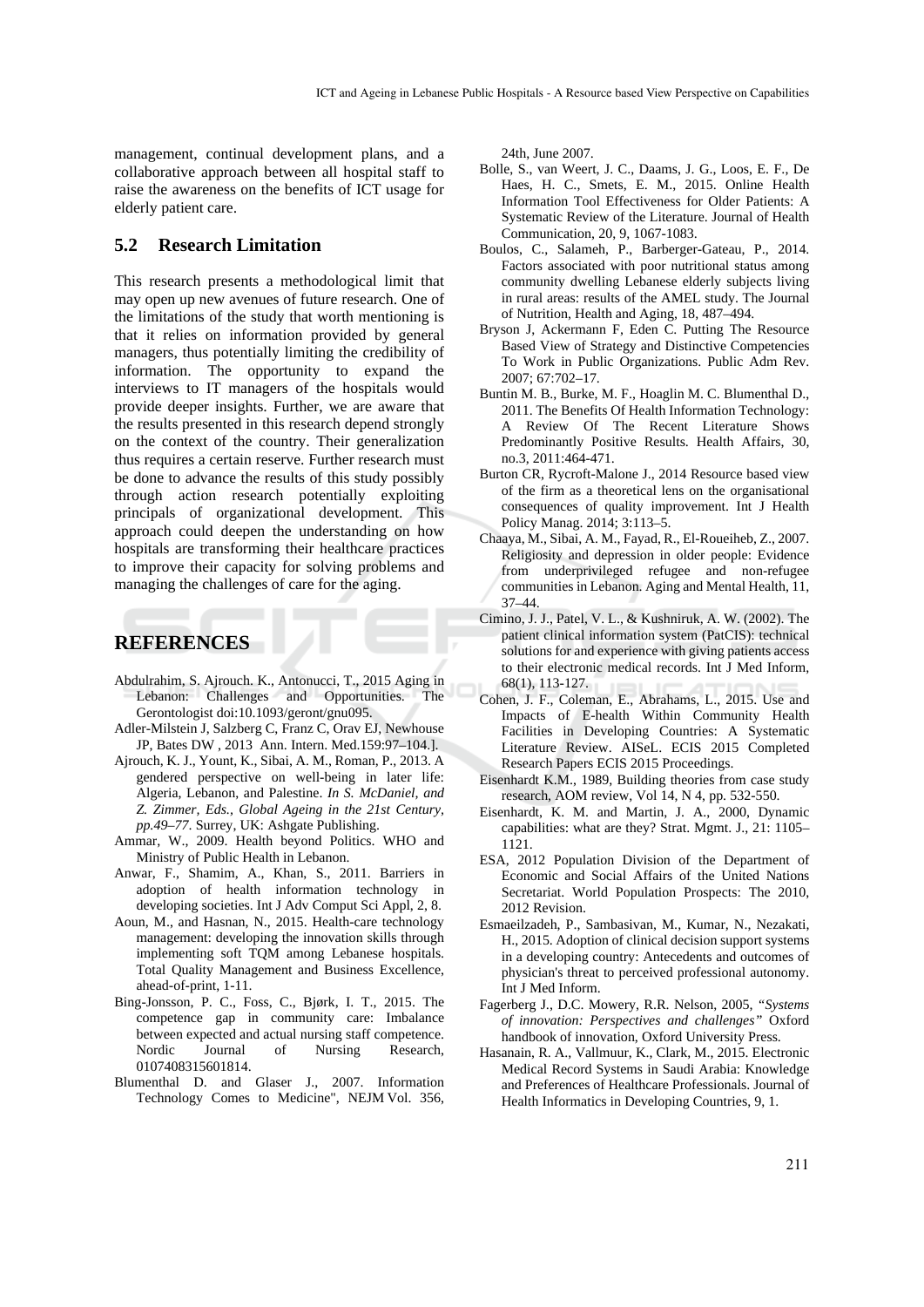management, continual development plans, and a collaborative approach between all hospital staff to raise the awareness on the benefits of ICT usage for elderly patient care.

### 5.2 Research Limitation

This research presents a methodological limit that may open up new avenues of future research. One of the limitations of the study that worth mentioning is that it relies on information provided by general managers, thus potentially limiting the credibility of information. The opportunity to expand the interviews to IT managers of the hospitals would provide deeper insights. Further, we are aware that the results presented in this research depend strongly on the context of the country. Their generalization thus requires a certain reserve. Further research must be done to advance the results of this study possibly through action research potentially exploiting principals of organizational development. This approach could deepen the understanding on how hospitals are transforming their healthcare practices to improve their capacity for solving problems and managing the challenges of care for the aging.

## REFERENCES

Abdulrahim, S. Ajrouch. K., Antonucci, T., 2015 Aging in Lebanon: Challenges and Opportunities. The Gerontologist doi:10.1093/geront/gnu095.

Adler-Milstein J, Salzberg C, Franz C, Orav EJ, Newhouse JP, Bates DW , 2013 Ann. Intern. Med.159:97–104.].

Ajrouch, K. J., Yount, K., Sibai, A. M., Roman, P., 2013. A gendered perspective on well-being in later life: Algeria, Lebanon, and Palestine. *In S. McDaniel, and Z. Zimmer, Eds., Global Ageing in the 21st Century, pp.49–77*. Surrey, UK: Ashgate Publishing.

Ammar, W., 2009. Health beyond Politics. WHO and Ministry of Public Health in Lebanon.

Anwar, F., Shamim, A., Khan, S., 2011. Barriers in adoption of health information technology in developing societies. Int J Adv Comput Sci Appl, 2, 8.

Aoun, M., and Hasnan, N., 2015. Health-care technology management: developing the innovation skills through implementing soft TQM among Lebanese hospitals. Total Quality Management and Business Excellence, ahead-of-print, 1-11.

Bing-Jonsson, P. C., Foss, C., Bjørk, I. T., 2015. The competence gap in community care: Imbalance between expected and actual nursing staff competence. Nordic Journal of Nursing Research, 0107408315601814.

Blumenthal D. and Glaser J., 2007. Information Technology Comes to Medicine", NEJM Vol. 356, 24th, June 2007.

Bolle, S., van Weert, J. C., Daams, J. G., Loos, E. F., De Haes, H. C., Smets, E. M., 2015. Online Health Information Tool Effectiveness for Older Patients: A Systematic Review of the Literature. Journal of Health Communication, 20, 9, 1067-1083.

Boulos, C., Salameh, P., Barberger-Gateau, P., 2014. Factors associated with poor nutritional status among community dwelling Lebanese elderly subjects living in rural areas: results of the AMEL study. The Journal of Nutrition, Health and Aging, 18, 487–494.

Bryson J, Ackermann F, Eden C. Putting The Resource Based View of Strategy and Distinctive Competencies To Work in Public Organizations. Public Adm Rev. 2007; 67:702–17.

Buntin M. B., Burke, M. F., Hoaglin M. C. Blumenthal D., 2011. The Benefits Of Health Information Technology: A Review Of The Recent Literature Shows Predominantly Positive Results. Health Affairs, 30, no.3, 2011:464-471.

Burton CR, Rycroft-Malone J., 2014 Resource based view of the firm as a theoretical lens on the organisational consequences of quality improvement. Int J Health Policy Manag. 2014; 3:113–5.

Chaaya, M., Sibai, A. M., Fayad, R., El-Roueiheb, Z., 2007. Religiosity and depression in older people: Evidence from underprivileged refugee and non-refugee communities in Lebanon. Aging and Mental Health, 11, 37–44.

Cimino, J. J., Patel, V. L., & Kushniruk, A. W. (2002). The patient clinical information system (PatCIS): technical solutions for and experience with giving patients access to their electronic medical records. Int J Med Inform, 68(1), 113-127.

Cohen, J. F., Coleman, E., Abrahams, L., 2015. Use and Impacts of E-health Within Community Health Facilities in Developing Countries: A Systematic Literature Review. AISeL. ECIS 2015 Completed Research Papers ECIS 2015 Proceedings.

Eisenhardt K.M., 1989, Building theories from case study research, AOM review, Vol 14, N 4, pp. 532-550.

Eisenhardt, K. M. and Martin, J. A., 2000, Dynamic capabilities: what are they? Strat. Mgmt. J., 21: 1105–1121.

ESA, 2012 Population Division of the Department of Economic and Social Affairs of the United Nations Secretariat. World Population Prospects: The 2010, 2012 Revision.

Esmaeilzadeh, P., Sambasivan, M., Kumar, N., Nezakati, H., 2015. Adoption of clinical decision support systems in a developing country: Antecedents and outcomes of physician's threat to perceived professional autonomy. Int J Med Inform.

Fagerberg J., D.C. Mowery, R.R. Nelson, 2005, *"Systems of innovation: Perspectives and challenges"* Oxford handbook of innovation, Oxford University Press.

Hasanain, R. A., Vallmuur, K., Clark, M., 2015. Electronic Medical Record Systems in Saudi Arabia: Knowledge and Preferences of Healthcare Professionals. Journal of Health Informatics in Developing Countries, 9, 1.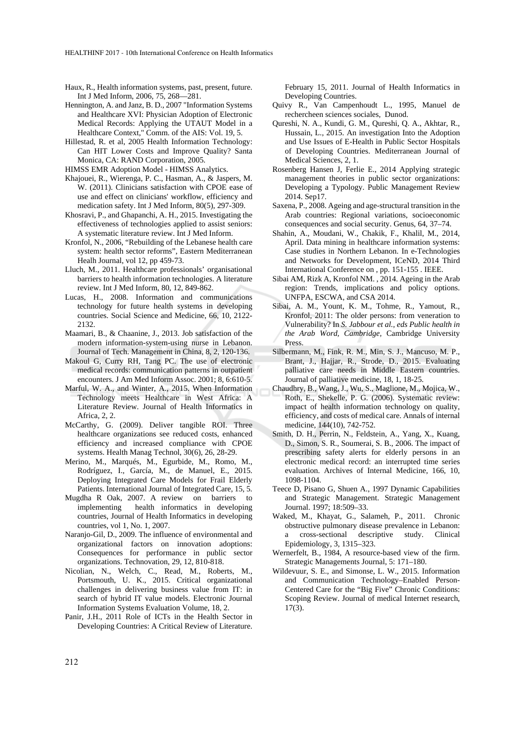Haux, R., Health information systems, past, present, future. Int J Med Inform, 2006, 75, 268—281.

Hennington, A. and Janz, B. D., 2007 "Information Systems and Healthcare XVI: Physician Adoption of Electronic Medical Records: Applying the UTAUT Model in a Healthcare Context," Comm. of the AIS: Vol. 19, 5.

Hillestad, R. et al, 2005 Health Information Technology: Can HIT Lower Costs and Improve Quality? Santa Monica, CA: RAND Corporation, 2005.

HIMSS EMR Adoption Model - HIMSS Analytics.

Khajouei, R., Wierenga, P. C., Hasman, A., & Jaspers, M. W. (2011). Clinicians satisfaction with CPOE ease of use and effect on clinicians' workflow, efficiency and medication safety. Int J Med Inform, 80(5), 297-309.

Khosravi, P., and Ghapanchi, A. H., 2015. Investigating the effectiveness of technologies applied to assist seniors: A systematic literature review. Int J Med Inform.

Kronfol, N., 2006, "Rebuilding of the Lebanese health care system: health sector reforms", Eastern Mediterranean Healh Journal, vol 12, pp 459-73.

Lluch, M., 2011. Healthcare professionals' organisational barriers to health information technologies. A literature review. Int J Med Inform, 80, 12, 849-862.

Lucas, H., 2008. Information and communications technology for future health systems in developing countries. Social Science and Medicine, 66, 10, 2122-2132.

Maamari, B., & Chaanine, J., 2013. Job satisfaction of the modern information-system-using nurse in Lebanon. Journal of Tech. Management in China, 8, 2, 120-136.

Makoul G, Curry RH, Tang PC. The use of electronic medical records: communication patterns in outpatient encounters. J Am Med Inform Assoc. 2001; 8, 6:610-5.

Marful, W. A., and Winter, A., 2015. When Information Technology meets Healthcare in West Africa: A Literature Review. Journal of Health Informatics in Africa, 2, 2.

McCarthy, G. (2009). Deliver tangible ROI. Three healthcare organizations see reduced costs, enhanced efficiency and increased compliance with CPOE systems. Health Manag Technol, 30(6), 26, 28-29.

Merino, M., Marqués, M., Egurbide, M., Romo, M., Rodríguez, I., García, M., de Manuel, E., 2015. Deploying Integrated Care Models for Frail Elderly Patients. International Journal of Integrated Care, 15, 5.

Mugdha R Oak, 2007. A review on barriers to implementing health informatics in developing countries, Journal of Health Informatics in developing countries, vol 1, No. 1, 2007.

Naranjo-Gil, D., 2009. The influence of environmental and organizational factors on innovation adoptions: Consequences for performance in public sector organizations. Technovation, 29, 12, 810-818.

Nicolian, N., Welch, C., Read, M., Roberts, M., Portsmouth, U. K., 2015. Critical organizational challenges in delivering business value from IT: in search of hybrid IT value models. Electronic Journal Information Systems Evaluation Volume, 18, 2.

Panir, J.H., 2011 Role of ICTs in the Health Sector in Developing Countries: A Critical Review of Literature. February 15, 2011. Journal of Health Informatics in Developing Countries.

Quivy R., Van Campenhoudt L., 1995, Manuel de rechercheen sciences sociales, Dunod.

Qureshi, N. A., Kundi, G. M., Qureshi, Q. A., Akhtar, R., Hussain, L., 2015. An investigation Into the Adoption and Use Issues of E-Health in Public Sector Hospitals of Developing Countries. Mediterranean Journal of Medical Sciences, 2, 1.

Rosenberg Hansen J, Ferlie E., 2014 Applying strategic management theories in public sector organizations: Developing a Typology. Public Management Review 2014. Sep17.

Saxena, P., 2008. Ageing and age-structural transition in the Arab countries: Regional variations, socioeconomic consequences and social security. Genus, 64, 37–74.

Shahin, A., Moudani, W., Chakik, F., Khalil, M., 2014, April. Data mining in healthcare information systems: Case studies in Northern Lebanon. In e-Technologies and Networks for Development, ICeND, 2014 Third International Conference on , pp. 151-155 . IEEE.

Sibai AM, Rizk A, Kronfol NM. , 2014. Ageing in the Arab region: Trends, implications and policy options. UNFPA, ESCWA, and CSA 2014.

Sibai, A. M., Yount, K. M., Tohme, R., Yamout, R., Kronfol, 2011: The older persons: from veneration to Vulnerability? In *S. Jabbour et al., eds Public health in the Arab Word, Cambridge*, Cambridge University Press.

Silbermann, M., Fink, R. M., Min, S. J., Mancuso, M. P., Brant, J., Hajjar, R., Strode, D., 2015. Evaluating palliative care needs in Middle Eastern countries. Journal of palliative medicine, 18, 1, 18-25.

Chaudhry, B., Wang, J., Wu, S., Maglione, M., Mojica, W., Roth, E., Shekelle, P. G. (2006). Systematic review: impact of health information technology on quality, efficiency, and costs of medical care. Annals of internal medicine, 144(10), 742-752.

Smith, D. H., Perrin, N., Feldstein, A., Yang, X., Kuang, D., Simon, S. R., Soumerai, S. B., 2006. The impact of prescribing safety alerts for elderly persons in an electronic medical record: an interrupted time series evaluation. Archives of Internal Medicine, 166, 10, 1098-1104.

Teece D, Pisano G, Shuen A., 1997 Dynamic Capabilities and Strategic Management. Strategic Management Journal. 1997; 18:509–33.

Waked, M., Khayat, G., Salameh, P., 2011. Chronic obstructive pulmonary disease prevalence in Lebanon: a cross-sectional descriptive study. Clinical Epidemiology, 3, 1315–323.

Wernerfelt, B., 1984, A resource-based view of the firm. Strategic Managements Journal, 5: 171–180.

Wildevuur, S. E., and Simonse, L. W., 2015. Information and Communication Technology–Enabled Person-Centered Care for the "Big Five" Chronic Conditions: Scoping Review. Journal of medical Internet research, 17(3).